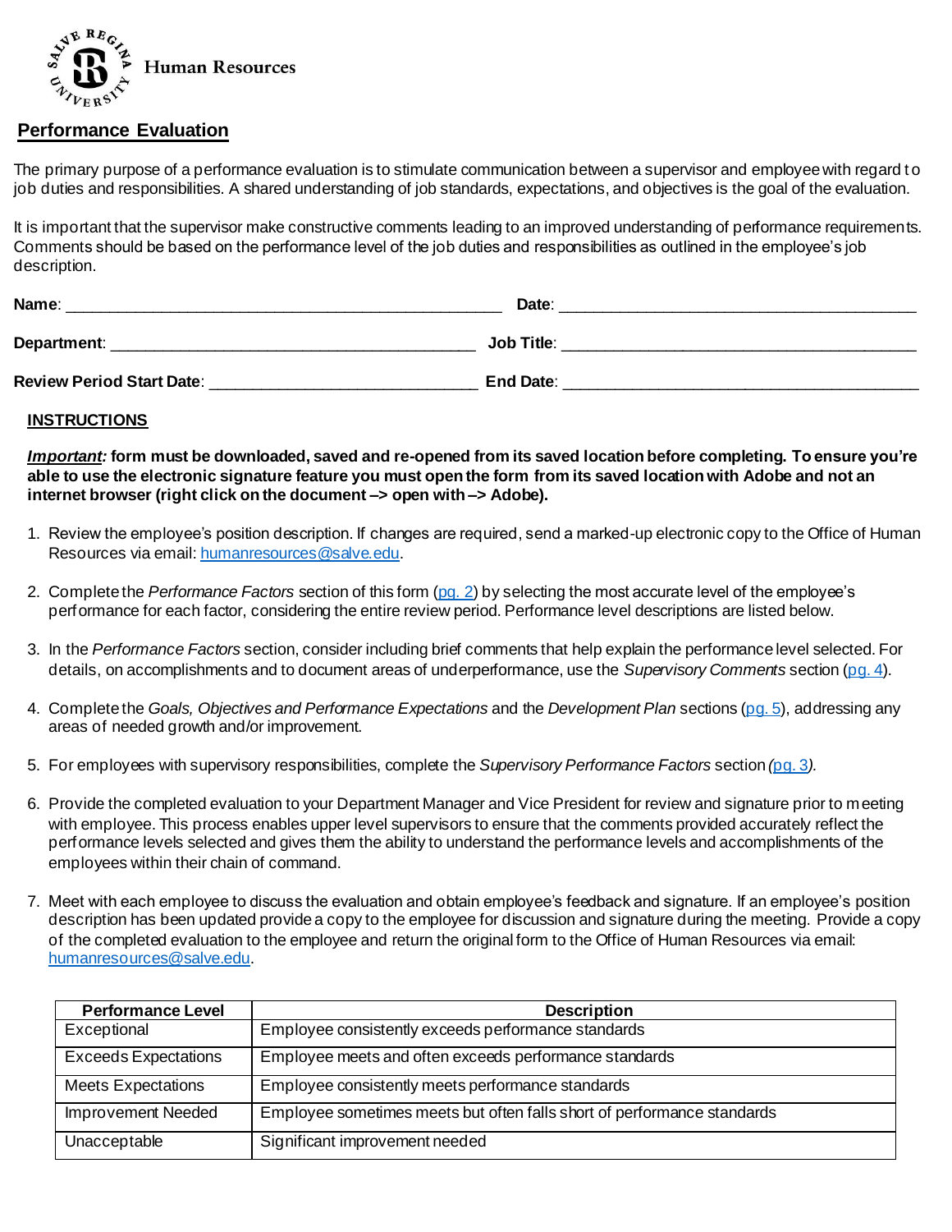Human Resources

## Performance Evaluation

The primary purpose of a performance evaluation is to stimulate communication between a supervisor and employee with regard to job duties and responsibilities. A shared understanding of job standards, expectations, and objectives is the goal of the evaluation.

It is important that the supervisor make constructive comments leading to an improved understanding of performance requirements. Comments should be based on the performance level of the job duties and responsibilities as outlined in the employee's job description.

**Name**: ________________________________________________ **Date**: ________________________________________

**Department**: ________________________________________ **Job Title**: ______________________________________

**Review Period Start Date**: ____________________________ **End Date**: ______________________________________

### INSTRUCTIONS

***Important:*** **form must be downloaded, saved and re-opened from its saved location before completing. To ensure you're able to use the electronic signature feature you must open the form from its saved location with Adobe and not an internet browser (right click on the document –> open with –> Adobe).**

1. Review the employee's position description. If changes are required, send a marked-up electronic copy to the Office of Human Resources via email: humanresources@salve.edu.
2. Complete the *Performance Factors* section of this form (pg. 2) by selecting the most accurate level of the employee's performance for each factor, considering the entire review period. Performance level descriptions are listed below.
3. In the *Performance Factors* section, consider including brief comments that help explain the performance level selected. For details, on accomplishments and to document areas of underperformance, use the *Supervisory Comments* section (pg. 4).
4. Complete the *Goals, Objectives and Performance Expectations* and the *Development Plan* sections (pg. 5), addressing any areas of needed growth and/or improvement.
5. For employees with supervisory responsibilities, complete the *Supervisory Performance Factors* section *(*pg. 3*).*
6. Provide the completed evaluation to your Department Manager and Vice President for review and signature prior to meeting with employee. This process enables upper level supervisors to ensure that the comments provided accurately reflect the performance levels selected and gives them the ability to understand the performance levels and accomplishments of the employees within their chain of command.
7. Meet with each employee to discuss the evaluation and obtain employee's feedback and signature. If an employee's position description has been updated provide a copy to the employee for discussion and signature during the meeting. Provide a copy of the completed evaluation to the employee and return the original form to the Office of Human Resources via email: humanresources@salve.edu.

| Performance Level | Description |
|---|---|
| Exceptional | Employee consistently exceeds performance standards |
| Exceeds Expectations | Employee meets and often exceeds performance standards |
| Meets Expectations | Employee consistently meets performance standards |
| Improvement Needed | Employee sometimes meets but often falls short of performance standards |
| Unacceptable | Significant improvement needed |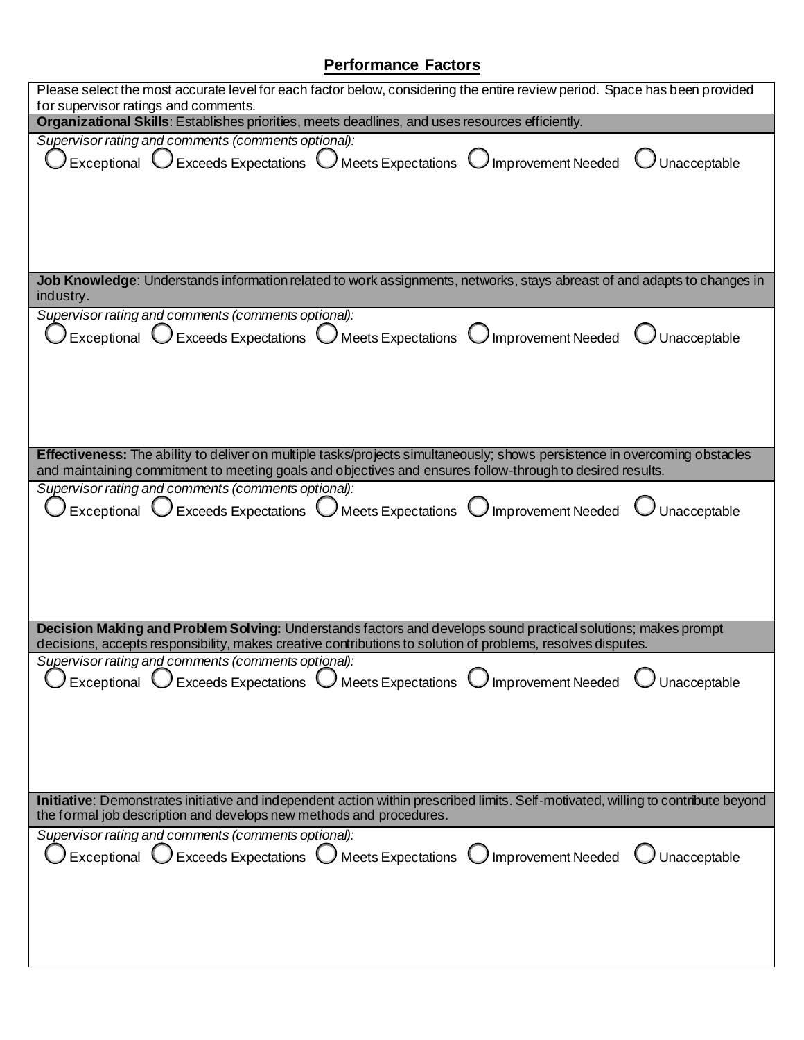## Performance Factors

Please select the most accurate level for each factor below, considering the entire review period. Space has been provided for supervisor ratings and comments.

**Organizational Skills**: Establishes priorities, meets deadlines, and uses resources efficiently.

*Supervisor rating and comments (comments optional):*

○ Exceptional ○ Exceeds Expectations ○ Meets Expectations ○ Improvement Needed ○ Unacceptable

**Job Knowledge**: Understands information related to work assignments, networks, stays abreast of and adapts to changes in industry.

*Supervisor rating and comments (comments optional):*

○ Exceptional ○ Exceeds Expectations ○ Meets Expectations ○ Improvement Needed ○ Unacceptable

**Effectiveness:** The ability to deliver on multiple tasks/projects simultaneously; shows persistence in overcoming obstacles and maintaining commitment to meeting goals and objectives and ensures follow-through to desired results.

*Supervisor rating and comments (comments optional):*

○ Exceptional ○ Exceeds Expectations ○ Meets Expectations ○ Improvement Needed ○ Unacceptable

**Decision Making and Problem Solving:** Understands factors and develops sound practical solutions; makes prompt decisions, accepts responsibility, makes creative contributions to solution of problems, resolves disputes.

*Supervisor rating and comments (comments optional):*

○ Exceptional ○ Exceeds Expectations ○ Meets Expectations ○ Improvement Needed ○ Unacceptable

**Initiative**: Demonstrates initiative and independent action within prescribed limits. Self-motivated, willing to contribute beyond the formal job description and develops new methods and procedures.

*Supervisor rating and comments (comments optional):*

○ Exceptional ○ Exceeds Expectations ○ Meets Expectations ○ Improvement Needed ○ Unacceptable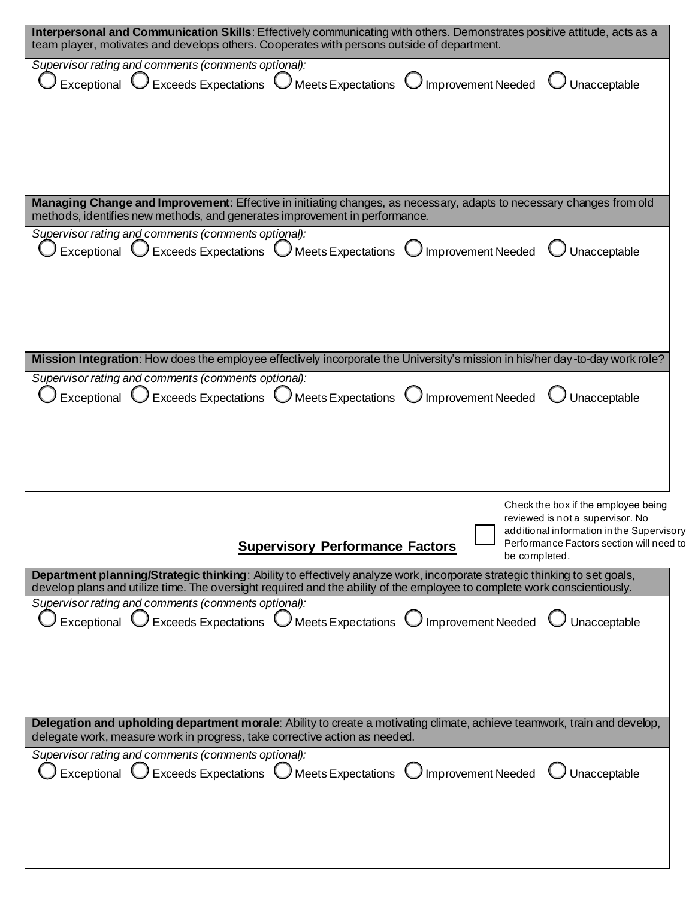**Interpersonal and Communication Skills**: Effectively communicating with others. Demonstrates positive attitude, acts as a team player, motivates and develops others. Cooperates with persons outside of department.

*Supervisor rating and comments (comments optional):*

○ Exceptional ○ Exceeds Expectations ○ Meets Expectations ○ Improvement Needed ○ Unacceptable

**Managing Change and Improvement**: Effective in initiating changes, as necessary, adapts to necessary changes from old methods, identifies new methods, and generates improvement in performance.

*Supervisor rating and comments (comments optional):*

○ Exceptional ○ Exceeds Expectations ○ Meets Expectations ○ Improvement Needed ○ Unacceptable

**Mission Integration**: How does the employee effectively incorporate the University's mission in his/her day-to-day work role?

*Supervisor rating and comments (comments optional):*

○ Exceptional ○ Exceeds Expectations ○ Meets Expectations ○ Improvement Needed ○ Unacceptable

## Supervisory Performance Factors

☐ Check the box if the employee being reviewed is not a supervisor. No additional information in the Supervisory Performance Factors section will need to be completed.

**Department planning/Strategic thinking**: Ability to effectively analyze work, incorporate strategic thinking to set goals, develop plans and utilize time. The oversight required and the ability of the employee to complete work conscientiously.

*Supervisor rating and comments (comments optional):*

○ Exceptional ○ Exceeds Expectations ○ Meets Expectations ○ Improvement Needed ○ Unacceptable

**Delegation and upholding department morale**: Ability to create a motivating climate, achieve teamwork, train and develop, delegate work, measure work in progress, take corrective action as needed.

*Supervisor rating and comments (comments optional):*

○ Exceptional ○ Exceeds Expectations ○ Meets Expectations ○ Improvement Needed ○ Unacceptable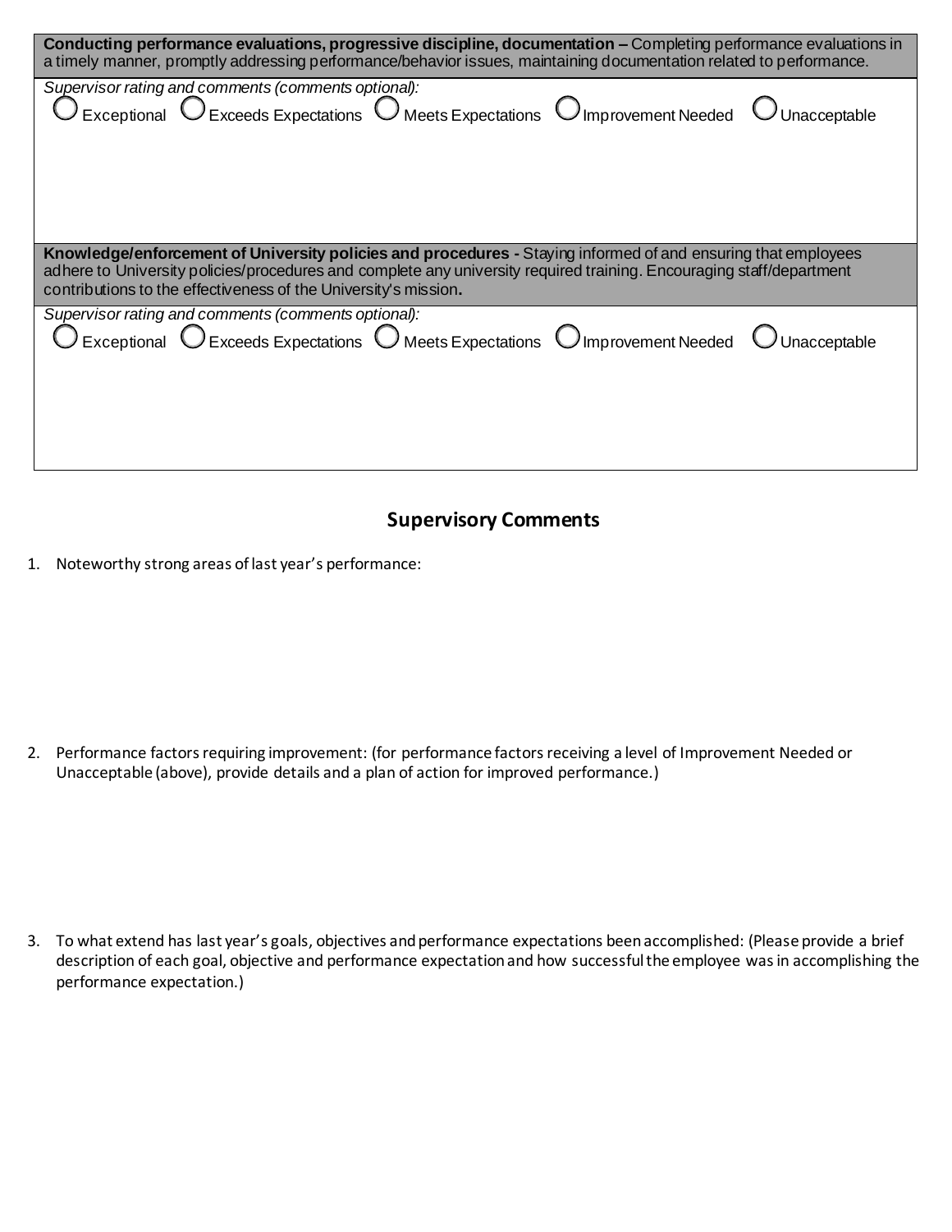| **Conducting performance evaluations, progressive discipline, documentation –** Completing performance evaluations in a timely manner, promptly addressing performance/behavior issues, maintaining documentation related to performance. |
|---|
| *Supervisor rating and comments (comments optional):*<br>◯ Exceptional ◯ Exceeds Expectations ◯ Meets Expectations ◯ Improvement Needed ◯ Unacceptable |

| **Knowledge/enforcement of University policies and procedures -** Staying informed of and ensuring that employees adhere to University policies/procedures and complete any university required training. Encouraging staff/department contributions to the effectiveness of the University's mission**.** |
|---|
| *Supervisor rating and comments (comments optional):*<br>◯ Exceptional ◯ Exceeds Expectations ◯ Meets Expectations ◯ Improvement Needed ◯ Unacceptable |

## Supervisory Comments

1. Noteworthy strong areas of last year's performance:

2. Performance factors requiring improvement: (for performance factors receiving a level of Improvement Needed or Unacceptable (above), provide details and a plan of action for improved performance.)

3. To what extend has last year's goals, objectives and performance expectations been accomplished: (Please provide a brief description of each goal, objective and performance expectation and how successful the employee was in accomplishing the performance expectation.)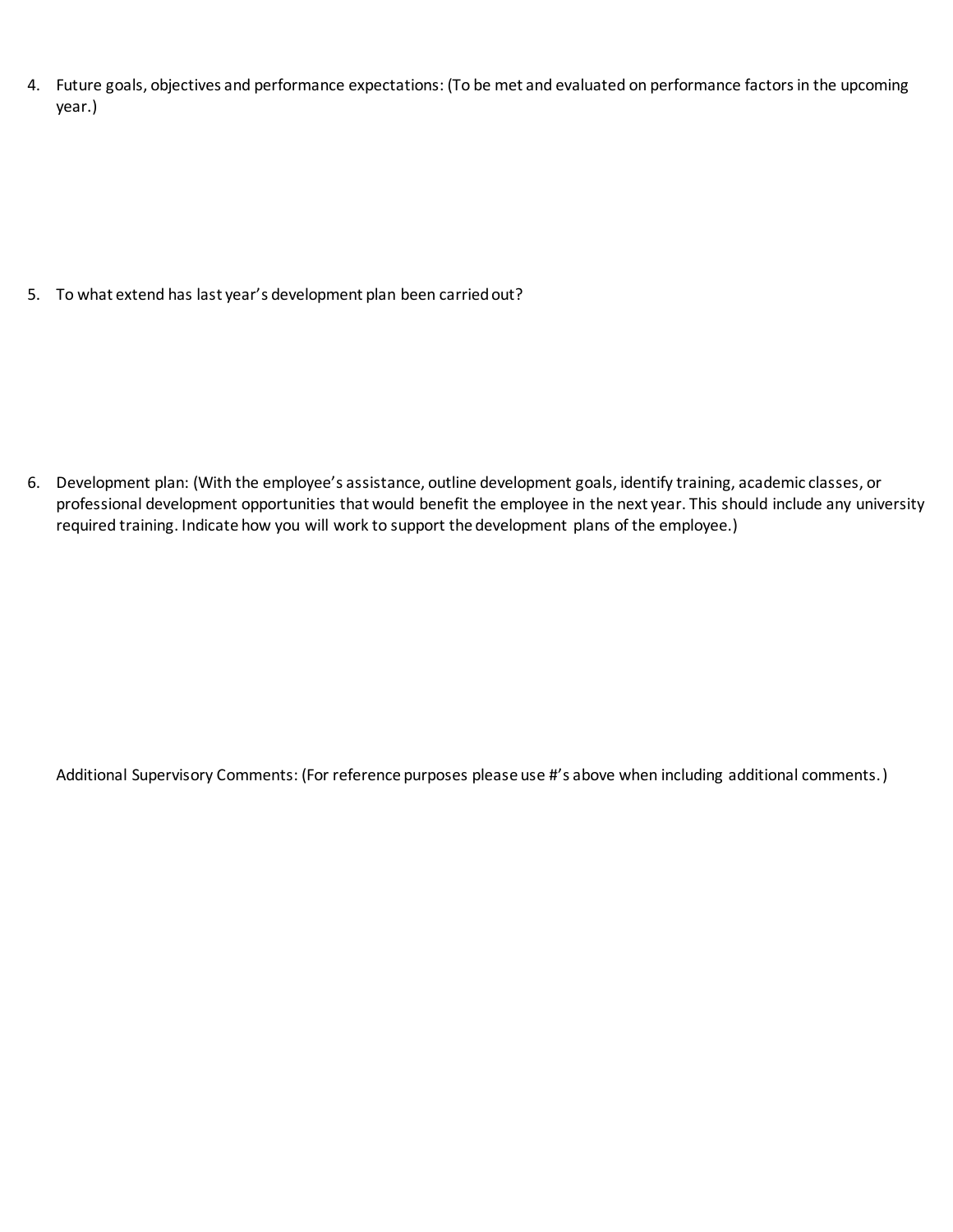4. Future goals, objectives and performance expectations: (To be met and evaluated on performance factors in the upcoming year.)

5. To what extend has last year's development plan been carried out?

6. Development plan: (With the employee's assistance, outline development goals, identify training, academic classes, or professional development opportunities that would benefit the employee in the next year. This should include any university required training. Indicate how you will work to support the development plans of the employee.)

Additional Supervisory Comments: (For reference purposes please use #'s above when including additional comments.)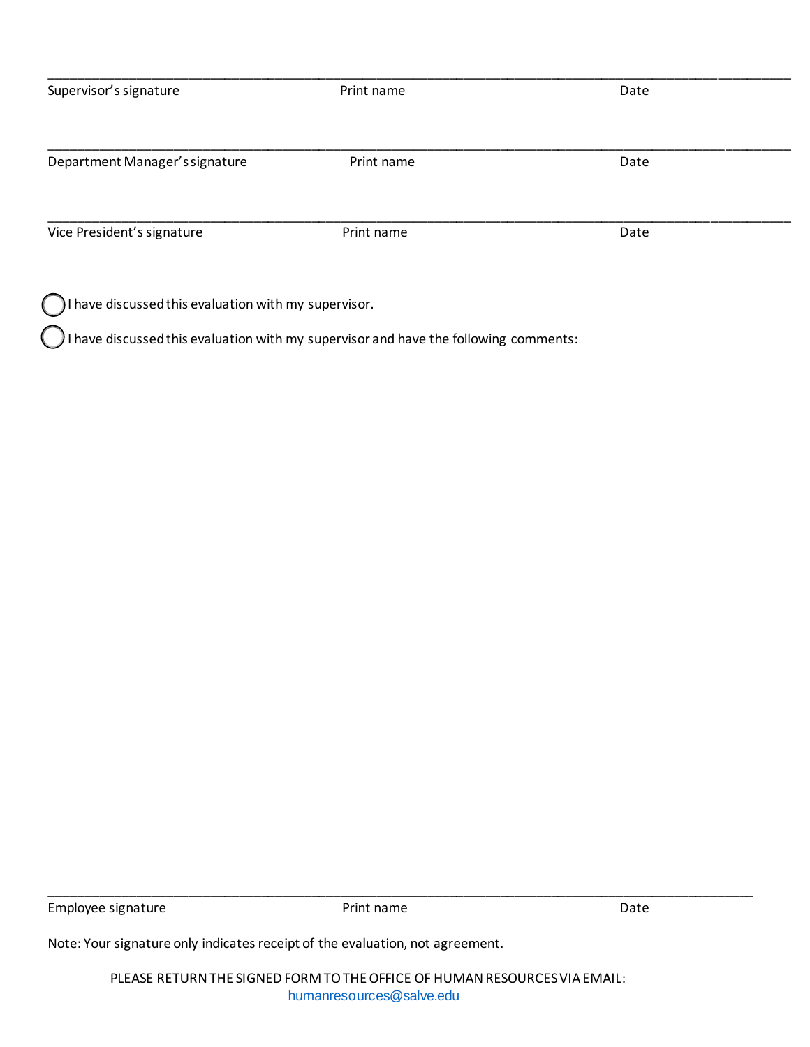\_\_\_\_\_\_\_\_\_\_\_\_\_\_\_\_\_\_\_\_\_\_\_\_\_\_\_\_\_\_\_\_\_\_\_\_\_\_\_\_\_\_\_\_\_\_\_\_\_\_\_\_\_\_\_\_\_\_\_\_\_\_\_\_\_\_\_\_\_\_\_\_\_\_\_\_

Supervisor's signature Print name Date

\_\_\_\_\_\_\_\_\_\_\_\_\_\_\_\_\_\_\_\_\_\_\_\_\_\_\_\_\_\_\_\_\_\_\_\_\_\_\_\_\_\_\_\_\_\_\_\_\_\_\_\_\_\_\_\_\_\_\_\_\_\_\_\_\_\_\_\_\_\_\_\_\_\_\_\_

Department Manager's signature Print name Date

\_\_\_\_\_\_\_\_\_\_\_\_\_\_\_\_\_\_\_\_\_\_\_\_\_\_\_\_\_\_\_\_\_\_\_\_\_\_\_\_\_\_\_\_\_\_\_\_\_\_\_\_\_\_\_\_\_\_\_\_\_\_\_\_\_\_\_\_\_\_\_\_\_\_\_\_

Vice President's signature Print name Date

○ I have discussed this evaluation with my supervisor.

○ I have discussed this evaluation with my supervisor and have the following comments:

\_\_\_\_\_\_\_\_\_\_\_\_\_\_\_\_\_\_\_\_\_\_\_\_\_\_\_\_\_\_\_\_\_\_\_\_\_\_\_\_\_\_\_\_\_\_\_\_\_\_\_\_\_\_\_\_\_\_\_\_\_\_\_\_\_\_\_\_\_\_\_\_\_\_\_\_

Employee signature Print name Date

Note: Your signature only indicates receipt of the evaluation, not agreement.

PLEASE RETURN THE SIGNED FORM TO THE OFFICE OF HUMAN RESOURCES VIA EMAIL:
humanresources@salve.edu